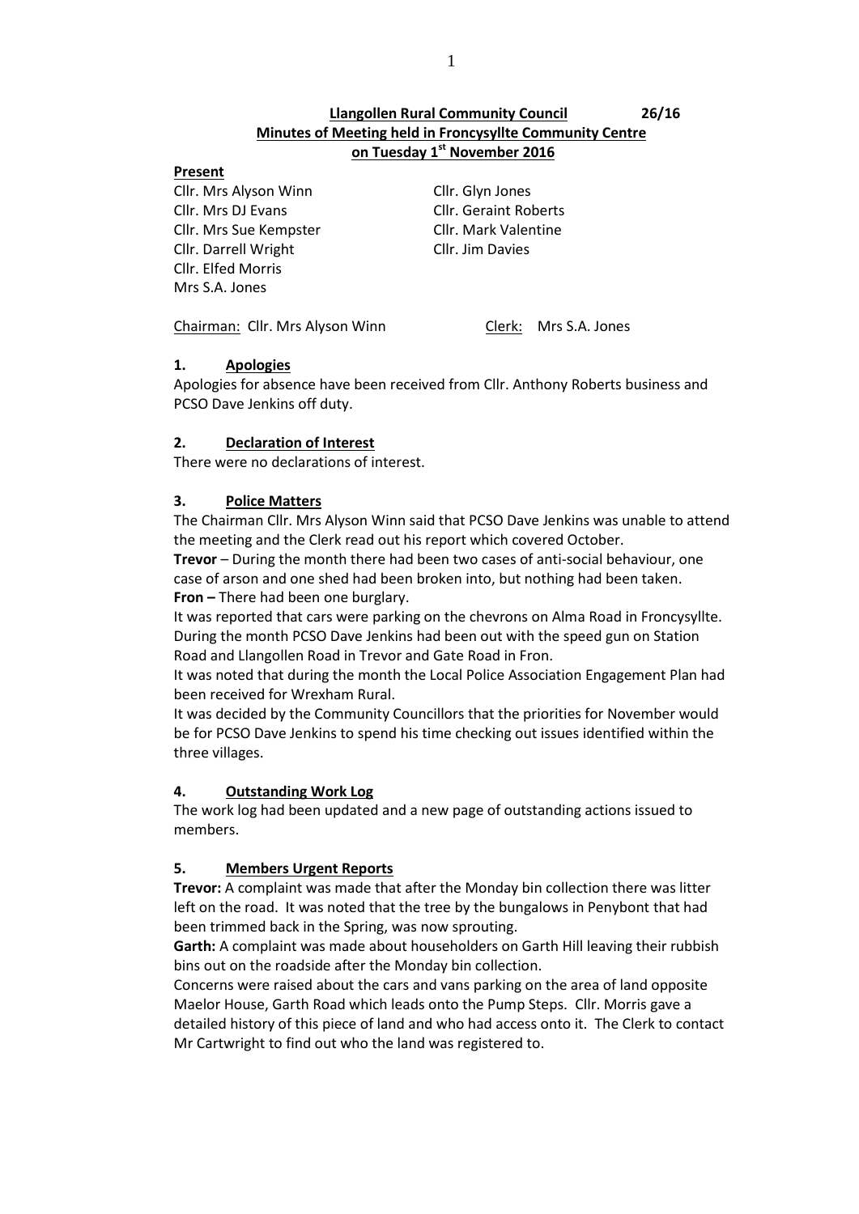**Llangollen Rural Community Council** **26/16**

**Minutes of Meeting held in Froncysyllte Community Centre on Tuesday 1st November 2016**

**Present**

Cllr. Mrs Alyson Winn
Cllr. Mrs DJ Evans
Cllr. Mrs Sue Kempster
Cllr. Darrell Wright
Cllr. Elfed Morris
Mrs S.A. Jones
Cllr. Glyn Jones
Cllr. Geraint Roberts
Cllr. Mark Valentine
Cllr. Jim Davies

Chairman: Cllr. Mrs Alyson Winn Clerk: Mrs S.A. Jones

## 1. Apologies

Apologies for absence have been received from Cllr. Anthony Roberts business and PCSO Dave Jenkins off duty.

## 2. Declaration of Interest

There were no declarations of interest.

## 3. Police Matters

The Chairman Cllr. Mrs Alyson Winn said that PCSO Dave Jenkins was unable to attend the meeting and the Clerk read out his report which covered October.

**Trevor** – During the month there had been two cases of anti-social behaviour, one case of arson and one shed had been broken into, but nothing had been taken.

**Fron –** There had been one burglary.

It was reported that cars were parking on the chevrons on Alma Road in Froncysyllte. During the month PCSO Dave Jenkins had been out with the speed gun on Station Road and Llangollen Road in Trevor and Gate Road in Fron.

It was noted that during the month the Local Police Association Engagement Plan had been received for Wrexham Rural.

It was decided by the Community Councillors that the priorities for November would be for PCSO Dave Jenkins to spend his time checking out issues identified within the three villages.

## 4. Outstanding Work Log

The work log had been updated and a new page of outstanding actions issued to members.

## 5. Members Urgent Reports

**Trevor:** A complaint was made that after the Monday bin collection there was litter left on the road. It was noted that the tree by the bungalows in Penybont that had been trimmed back in the Spring, was now sprouting.

**Garth:** A complaint was made about householders on Garth Hill leaving their rubbish bins out on the roadside after the Monday bin collection.

Concerns were raised about the cars and vans parking on the area of land opposite Maelor House, Garth Road which leads onto the Pump Steps. Cllr. Morris gave a detailed history of this piece of land and who had access onto it. The Clerk to contact Mr Cartwright to find out who the land was registered to.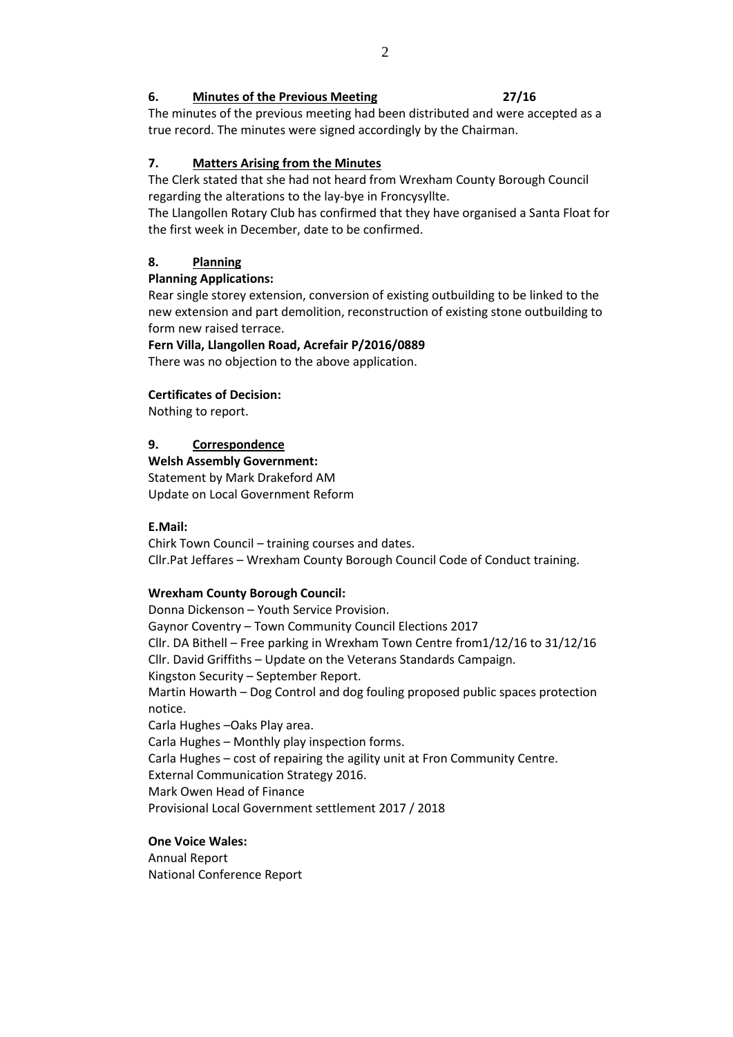## 6. **Minutes of the Previous Meeting** 27/16

The minutes of the previous meeting had been distributed and were accepted as a true record. The minutes were signed accordingly by the Chairman.

## 7. **Matters Arising from the Minutes**

The Clerk stated that she had not heard from Wrexham County Borough Council regarding the alterations to the lay-bye in Froncysyllte.

The Llangollen Rotary Club has confirmed that they have organised a Santa Float for the first week in December, date to be confirmed.

## 8. **Planning**

**Planning Applications:**

Rear single storey extension, conversion of existing outbuilding to be linked to the new extension and part demolition, reconstruction of existing stone outbuilding to form new raised terrace.

**Fern Villa, Llangollen Road, Acrefair P/2016/0889**

There was no objection to the above application.

**Certificates of Decision:**

Nothing to report.

## 9. **Correspondence**

**Welsh Assembly Government:**

Statement by Mark Drakeford AM
Update on Local Government Reform

**E.Mail:**

Chirk Town Council – training courses and dates.
Cllr.Pat Jeffares – Wrexham County Borough Council Code of Conduct training.

**Wrexham County Borough Council:**

Donna Dickenson – Youth Service Provision.
Gaynor Coventry – Town Community Council Elections 2017
Cllr. DA Bithell – Free parking in Wrexham Town Centre from1/12/16 to 31/12/16
Cllr. David Griffiths – Update on the Veterans Standards Campaign.
Kingston Security – September Report.
Martin Howarth – Dog Control and dog fouling proposed public spaces protection notice.
Carla Hughes –Oaks Play area.
Carla Hughes – Monthly play inspection forms.
Carla Hughes – cost of repairing the agility unit at Fron Community Centre.
External Communication Strategy 2016.
Mark Owen Head of Finance
Provisional Local Government settlement 2017 / 2018

**One Voice Wales:**

Annual Report
National Conference Report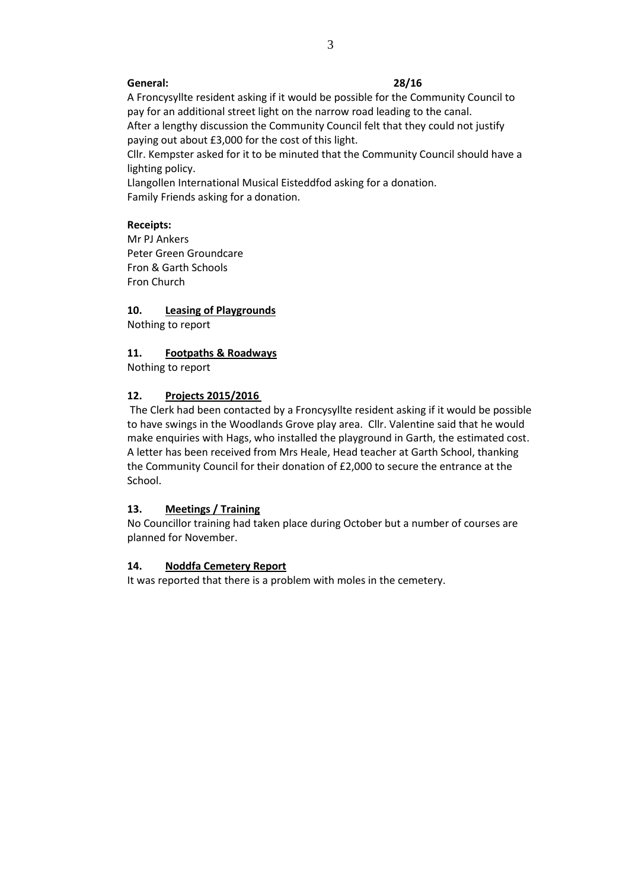**General:** **28/16**

A Froncysyllte resident asking if it would be possible for the Community Council to pay for an additional street light on the narrow road leading to the canal.
After a lengthy discussion the Community Council felt that they could not justify paying out about £3,000 for the cost of this light.
Cllr. Kempster asked for it to be minuted that the Community Council should have a lighting policy.
Llangollen International Musical Eisteddfod asking for a donation.
Family Friends asking for a donation.

**Receipts:**

Mr PJ Ankers
Peter Green Groundcare
Fron & Garth Schools
Fron Church

**10. Leasing of Playgrounds**

Nothing to report

**11. Footpaths & Roadways**

Nothing to report

**12. Projects 2015/2016**

The Clerk had been contacted by a Froncysyllte resident asking if it would be possible to have swings in the Woodlands Grove play area. Cllr. Valentine said that he would make enquiries with Hags, who installed the playground in Garth, the estimated cost.
A letter has been received from Mrs Heale, Head teacher at Garth School, thanking the Community Council for their donation of £2,000 to secure the entrance at the School.

**13. Meetings / Training**

No Councillor training had taken place during October but a number of courses are planned for November.

**14. Noddfa Cemetery Report**

It was reported that there is a problem with moles in the cemetery.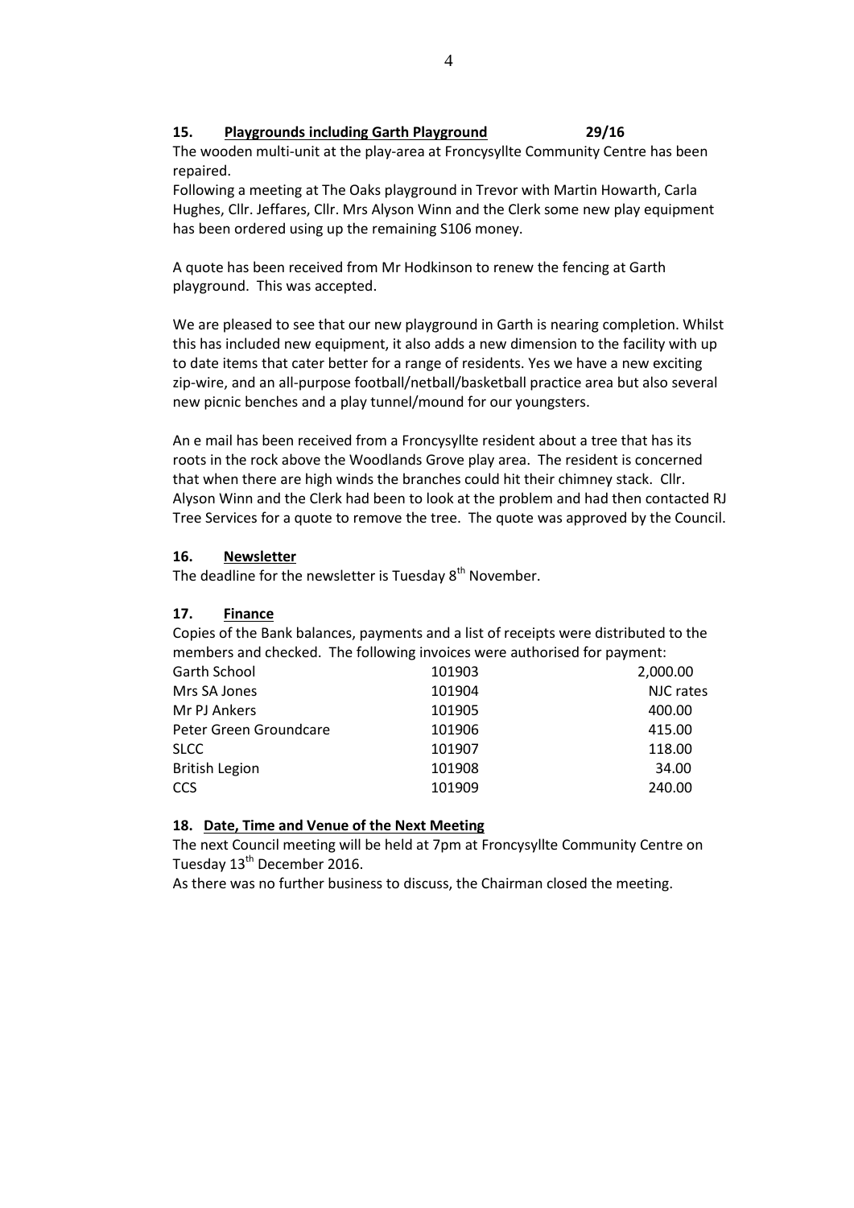**15. Playgrounds including Garth Playground 29/16**

The wooden multi-unit at the play-area at Froncysyllte Community Centre has been repaired.

Following a meeting at The Oaks playground in Trevor with Martin Howarth, Carla Hughes, Cllr. Jeffares, Cllr. Mrs Alyson Winn and the Clerk some new play equipment has been ordered using up the remaining S106 money.

A quote has been received from Mr Hodkinson to renew the fencing at Garth playground. This was accepted.

We are pleased to see that our new playground in Garth is nearing completion. Whilst this has included new equipment, it also adds a new dimension to the facility with up to date items that cater better for a range of residents. Yes we have a new exciting zip-wire, and an all-purpose football/netball/basketball practice area but also several new picnic benches and a play tunnel/mound for our youngsters.

An e mail has been received from a Froncysyllte resident about a tree that has its roots in the rock above the Woodlands Grove play area. The resident is concerned that when there are high winds the branches could hit their chimney stack. Cllr. Alyson Winn and the Clerk had been to look at the problem and had then contacted RJ Tree Services for a quote to remove the tree. The quote was approved by the Council.

**16. Newsletter**

The deadline for the newsletter is Tuesday 8th November.

**17. Finance**

Copies of the Bank balances, payments and a list of receipts were distributed to the members and checked. The following invoices were authorised for payment:

| | | |
|---|---|---|
| Garth School | 101903 | 2,000.00 |
| Mrs SA Jones | 101904 | NJC rates |
| Mr PJ Ankers | 101905 | 400.00 |
| Peter Green Groundcare | 101906 | 415.00 |
| SLCC | 101907 | 118.00 |
| British Legion | 101908 | 34.00 |
| CCS | 101909 | 240.00 |

**18. Date, Time and Venue of the Next Meeting**

The next Council meeting will be held at 7pm at Froncysyllte Community Centre on Tuesday 13th December 2016.

As there was no further business to discuss, the Chairman closed the meeting.